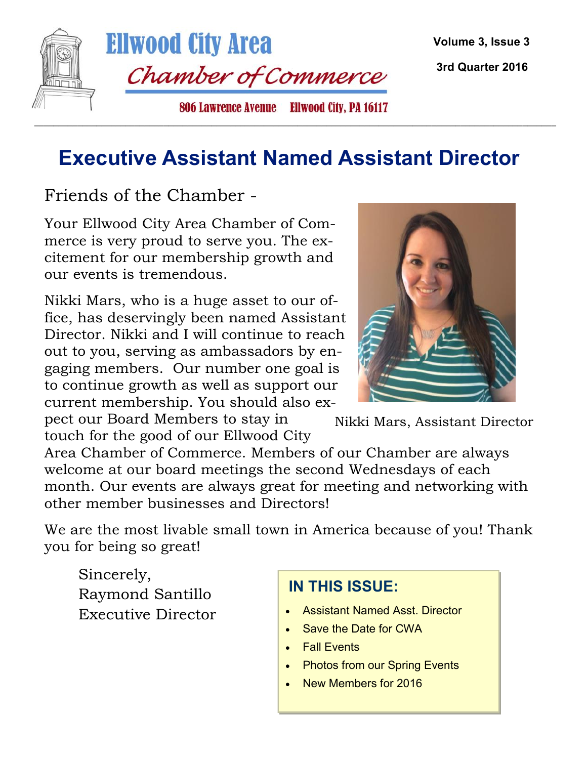# Ellwood City Area Chamber of Commerce

806 Lawrence Avenue Ellwood City, PA 16117

Volume 3, Issue 3

3rd Quarter 2016

## Executive Assistant Named Assistant Director

Friends of the Chamber -

Your Ellwood City Area Chamber of Commerce is very proud to serve you. The excitement for our membership growth and our events is tremendous.

Nikki Mars, who is a huge asset to our office, has deservingly been named Assistant Director. Nikki and I will continue to reach out to you, serving as ambassadors by engaging members. Our number one goal is to continue growth as well as support our current membership. You should also expect our Board Members to stay in touch for the good of our Ellwood City Area Chamber of Commerce. Members of our Chamber are always welcome at our board meetings the second Wednesdays of each month. Our events are always great for meeting and networking with other member businesses and Directors!

Nikki Mars, Assistant Director

We are the most livable small town in America because of you! Thank you for being so great!

Sincerely,
Raymond Santillo
Executive Director

### IN THIS ISSUE:

- Assistant Named Asst. Director
- Save the Date for CWA
- Fall Events
- Photos from our Spring Events
- New Members for 2016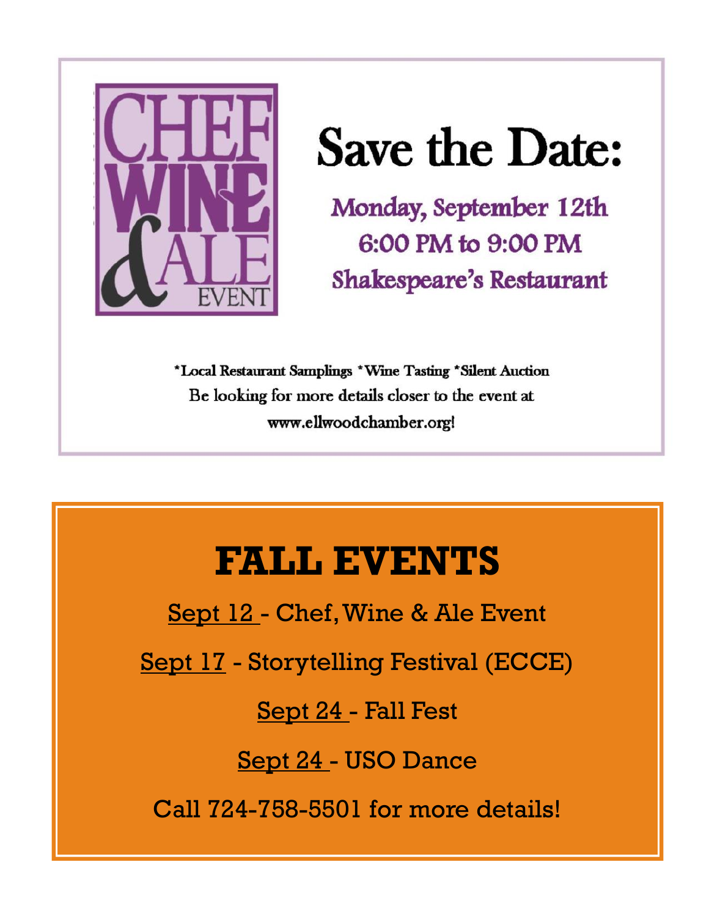CHEF WINE & ALE EVENT

# Save the Date:

**Monday, September 12th**
**6:00 PM to 9:00 PM**
**Shakespeare's Restaurant**

*Local Restaurant Samplings *Wine Tasting *Silent Auction

Be looking for more details closer to the event at **www.ellwoodchamber.org!**

# FALL EVENTS

Sept 12 - Chef, Wine & Ale Event

Sept 17 - Storytelling Festival (ECCE)

Sept 24 - Fall Fest

Sept 24 - USO Dance

Call 724-758-5501 for more details!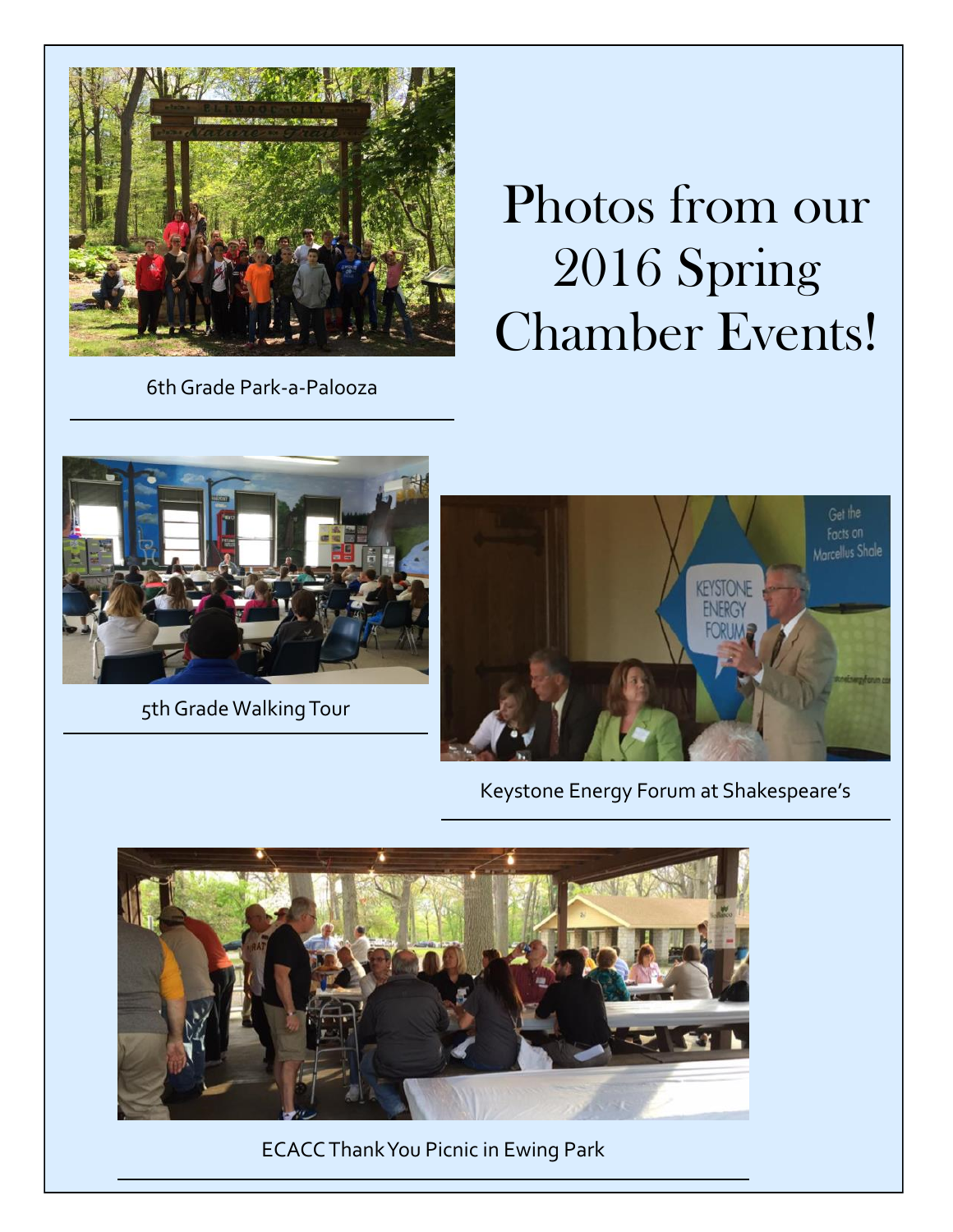# Photos from our 2016 Spring Chamber Events!

6th Grade Park-a-Palooza

5th Grade Walking Tour

Keystone Energy Forum at Shakespeare's

ECACC Thank You Picnic in Ewing Park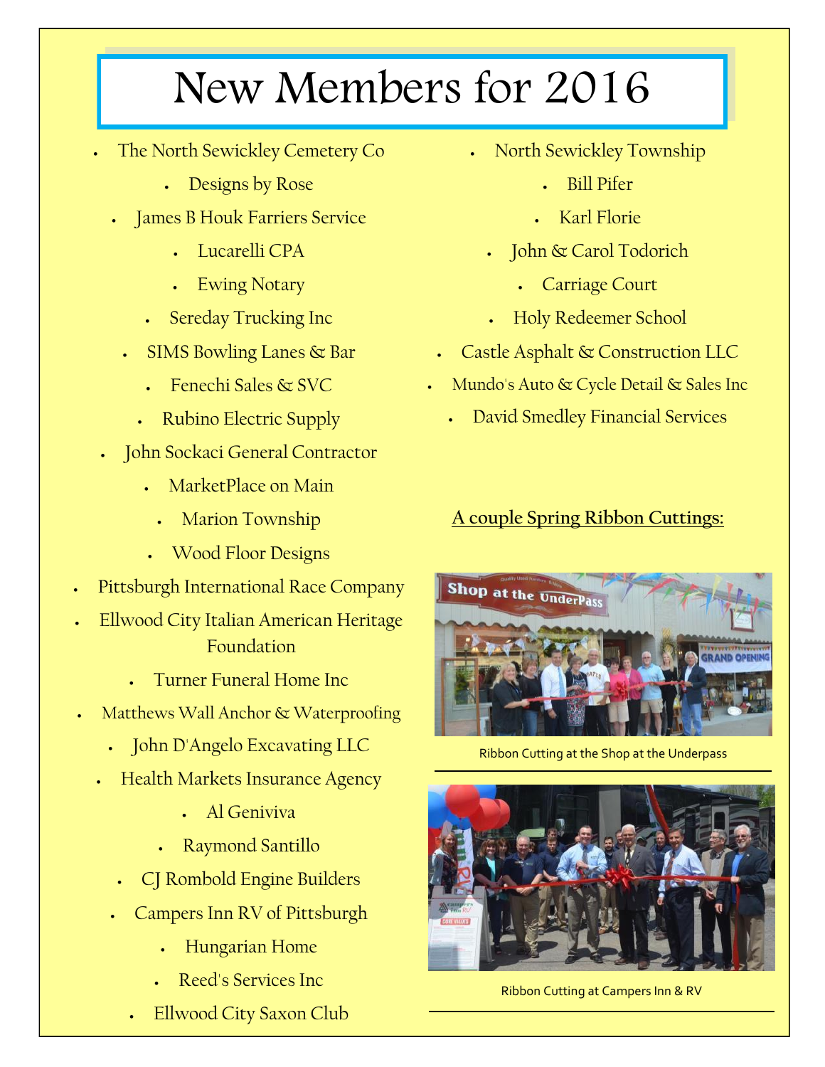# New Members for 2016

- The North Sewickley Cemetery Co
- Designs by Rose
- James B Houk Farriers Service
- Lucarelli CPA
- Ewing Notary
- Sereday Trucking Inc
- SIMS Bowling Lanes & Bar
- Fenechi Sales & SVC
- Rubino Electric Supply
- John Sockaci General Contractor
- MarketPlace on Main
- Marion Township
- Wood Floor Designs
- Pittsburgh International Race Company
- Ellwood City Italian American Heritage Foundation
- Turner Funeral Home Inc
- Matthews Wall Anchor & Waterproofing
- John D'Angelo Excavating LLC
- Health Markets Insurance Agency
- Al Geniviva
- Raymond Santillo
- CJ Rombold Engine Builders
- Campers Inn RV of Pittsburgh
- Hungarian Home
- Reed's Services Inc
- Ellwood City Saxon Club
- North Sewickley Township
- Bill Pifer
- Karl Florie
- John & Carol Todorich
- Carriage Court
- Holy Redeemer School
- Castle Asphalt & Construction LLC
- Mundo's Auto & Cycle Detail & Sales Inc
- David Smedley Financial Services

**A couple Spring Ribbon Cuttings:**

Ribbon Cutting at the Shop at the Underpass

Ribbon Cutting at Campers Inn & RV